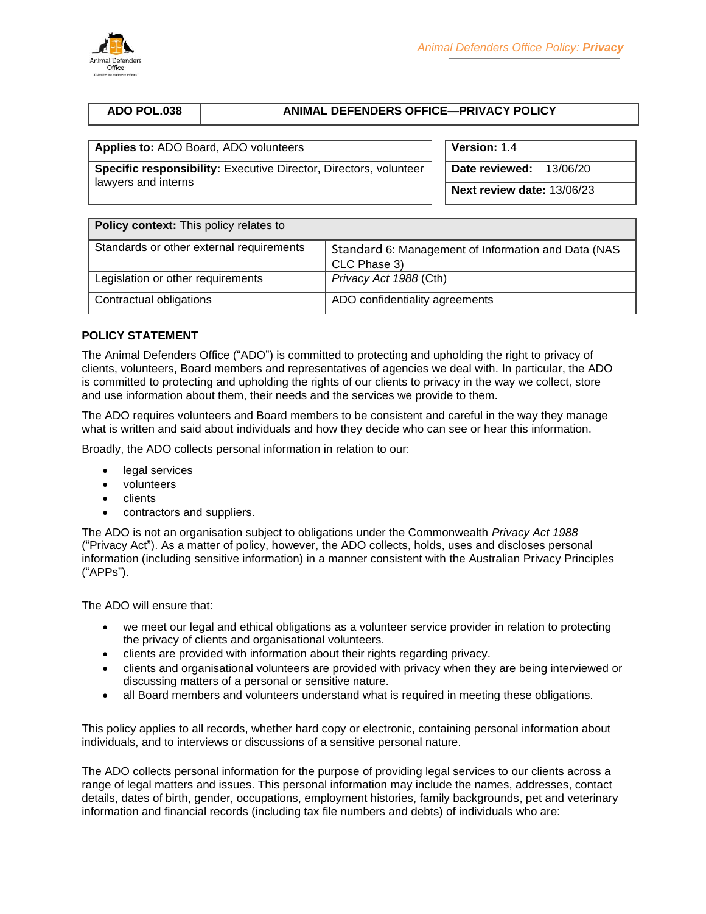| ADO POL.038 | ANIMAL DEFENDERS OFFICE—PRIVACY POLICY |
|---|---|

| **Applies to:** ADO Board, ADO volunteers | **Version:** 1.4 |
|---|---|
| **Specific responsibility:** Executive Director, Directors, volunteer lawyers and interns | **Date reviewed:** 13/06/20 |
| | **Next review date:** 13/06/23 |

| **Policy context:** This policy relates to | |
|---|---|
| Standards or other external requirements | Standard 6: Management of Information and Data (NAS CLC Phase 3) |
| Legislation or other requirements | *Privacy Act 1988* (Cth) |
| Contractual obligations | ADO confidentiality agreements |

## POLICY STATEMENT

The Animal Defenders Office ("ADO") is committed to protecting and upholding the right to privacy of clients, volunteers, Board members and representatives of agencies we deal with. In particular, the ADO is committed to protecting and upholding the rights of our clients to privacy in the way we collect, store and use information about them, their needs and the services we provide to them.

The ADO requires volunteers and Board members to be consistent and careful in the way they manage what is written and said about individuals and how they decide who can see or hear this information.

Broadly, the ADO collects personal information in relation to our:

- legal services
- volunteers
- clients
- contractors and suppliers.

The ADO is not an organisation subject to obligations under the Commonwealth *Privacy Act 1988* ("Privacy Act"). As a matter of policy, however, the ADO collects, holds, uses and discloses personal information (including sensitive information) in a manner consistent with the Australian Privacy Principles ("APPs").

The ADO will ensure that:

- we meet our legal and ethical obligations as a volunteer service provider in relation to protecting the privacy of clients and organisational volunteers.
- clients are provided with information about their rights regarding privacy.
- clients and organisational volunteers are provided with privacy when they are being interviewed or discussing matters of a personal or sensitive nature.
- all Board members and volunteers understand what is required in meeting these obligations.

This policy applies to all records, whether hard copy or electronic, containing personal information about individuals, and to interviews or discussions of a sensitive personal nature.

The ADO collects personal information for the purpose of providing legal services to our clients across a range of legal matters and issues. This personal information may include the names, addresses, contact details, dates of birth, gender, occupations, employment histories, family backgrounds, pet and veterinary information and financial records (including tax file numbers and debts) of individuals who are: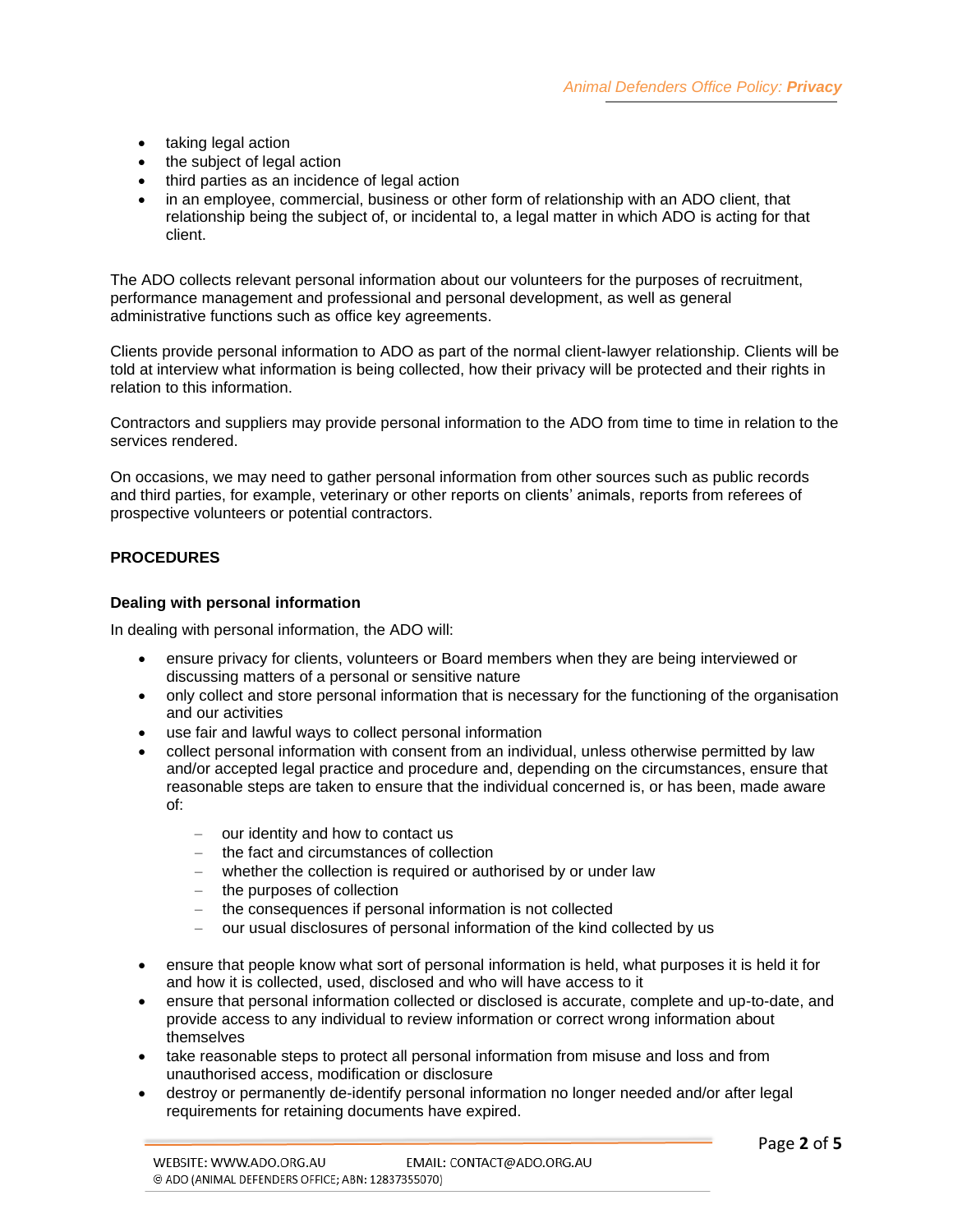- taking legal action
- the subject of legal action
- third parties as an incidence of legal action
- in an employee, commercial, business or other form of relationship with an ADO client, that relationship being the subject of, or incidental to, a legal matter in which ADO is acting for that client.

The ADO collects relevant personal information about our volunteers for the purposes of recruitment, performance management and professional and personal development, as well as general administrative functions such as office key agreements.

Clients provide personal information to ADO as part of the normal client-lawyer relationship. Clients will be told at interview what information is being collected, how their privacy will be protected and their rights in relation to this information.

Contractors and suppliers may provide personal information to the ADO from time to time in relation to the services rendered.

On occasions, we may need to gather personal information from other sources such as public records and third parties, for example, veterinary or other reports on clients' animals, reports from referees of prospective volunteers or potential contractors.

## PROCEDURES

### Dealing with personal information

In dealing with personal information, the ADO will:

- ensure privacy for clients, volunteers or Board members when they are being interviewed or discussing matters of a personal or sensitive nature
- only collect and store personal information that is necessary for the functioning of the organisation and our activities
- use fair and lawful ways to collect personal information
- collect personal information with consent from an individual, unless otherwise permitted by law and/or accepted legal practice and procedure and, depending on the circumstances, ensure that reasonable steps are taken to ensure that the individual concerned is, or has been, made aware of:
  - our identity and how to contact us
  - the fact and circumstances of collection
  - whether the collection is required or authorised by or under law
  - the purposes of collection
  - the consequences if personal information is not collected
  - our usual disclosures of personal information of the kind collected by us
- ensure that people know what sort of personal information is held, what purposes it is held it for and how it is collected, used, disclosed and who will have access to it
- ensure that personal information collected or disclosed is accurate, complete and up-to-date, and provide access to any individual to review information or correct wrong information about themselves
- take reasonable steps to protect all personal information from misuse and loss and from unauthorised access, modification or disclosure
- destroy or permanently de-identify personal information no longer needed and/or after legal requirements for retaining documents have expired.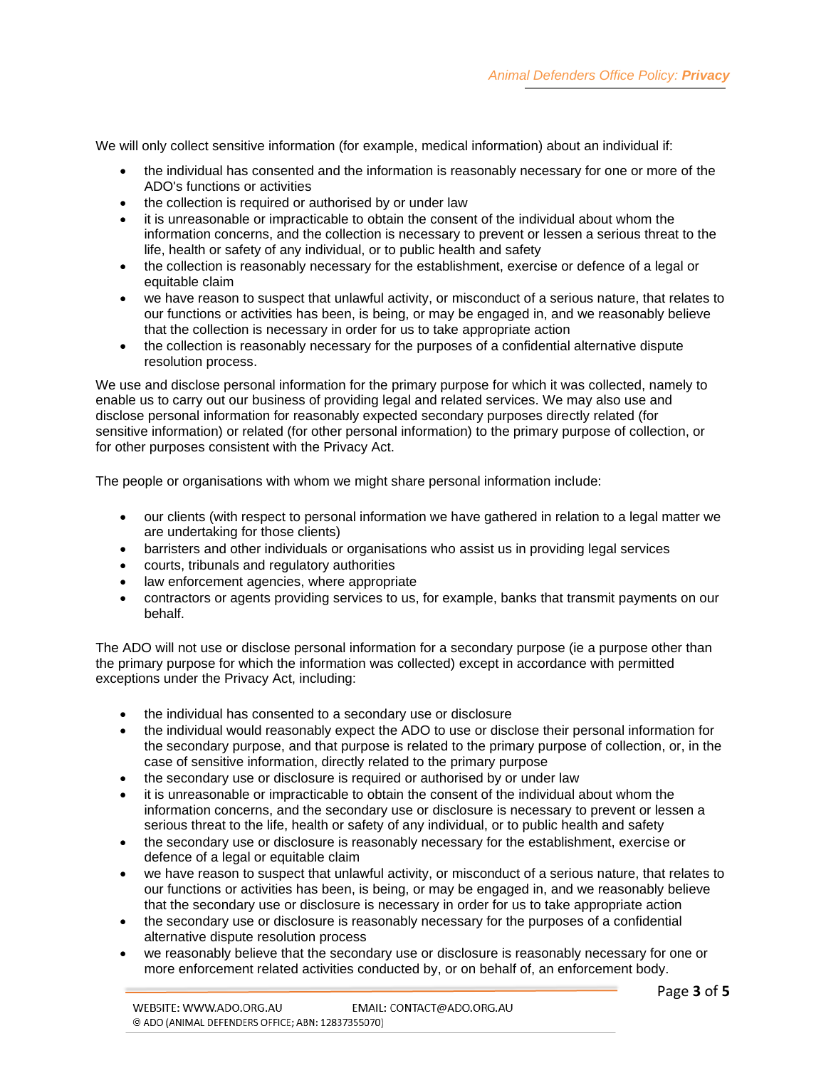We will only collect sensitive information (for example, medical information) about an individual if:

- the individual has consented and the information is reasonably necessary for one or more of the ADO's functions or activities
- the collection is required or authorised by or under law
- it is unreasonable or impracticable to obtain the consent of the individual about whom the information concerns, and the collection is necessary to prevent or lessen a serious threat to the life, health or safety of any individual, or to public health and safety
- the collection is reasonably necessary for the establishment, exercise or defence of a legal or equitable claim
- we have reason to suspect that unlawful activity, or misconduct of a serious nature, that relates to our functions or activities has been, is being, or may be engaged in, and we reasonably believe that the collection is necessary in order for us to take appropriate action
- the collection is reasonably necessary for the purposes of a confidential alternative dispute resolution process.

We use and disclose personal information for the primary purpose for which it was collected, namely to enable us to carry out our business of providing legal and related services. We may also use and disclose personal information for reasonably expected secondary purposes directly related (for sensitive information) or related (for other personal information) to the primary purpose of collection, or for other purposes consistent with the Privacy Act.

The people or organisations with whom we might share personal information include:

- our clients (with respect to personal information we have gathered in relation to a legal matter we are undertaking for those clients)
- barristers and other individuals or organisations who assist us in providing legal services
- courts, tribunals and regulatory authorities
- law enforcement agencies, where appropriate
- contractors or agents providing services to us, for example, banks that transmit payments on our behalf.

The ADO will not use or disclose personal information for a secondary purpose (ie a purpose other than the primary purpose for which the information was collected) except in accordance with permitted exceptions under the Privacy Act, including:

- the individual has consented to a secondary use or disclosure
- the individual would reasonably expect the ADO to use or disclose their personal information for the secondary purpose, and that purpose is related to the primary purpose of collection, or, in the case of sensitive information, directly related to the primary purpose
- the secondary use or disclosure is required or authorised by or under law
- it is unreasonable or impracticable to obtain the consent of the individual about whom the information concerns, and the secondary use or disclosure is necessary to prevent or lessen a serious threat to the life, health or safety of any individual, or to public health and safety
- the secondary use or disclosure is reasonably necessary for the establishment, exercise or defence of a legal or equitable claim
- we have reason to suspect that unlawful activity, or misconduct of a serious nature, that relates to our functions or activities has been, is being, or may be engaged in, and we reasonably believe that the secondary use or disclosure is necessary in order for us to take appropriate action
- the secondary use or disclosure is reasonably necessary for the purposes of a confidential alternative dispute resolution process
- we reasonably believe that the secondary use or disclosure is reasonably necessary for one or more enforcement related activities conducted by, or on behalf of, an enforcement body.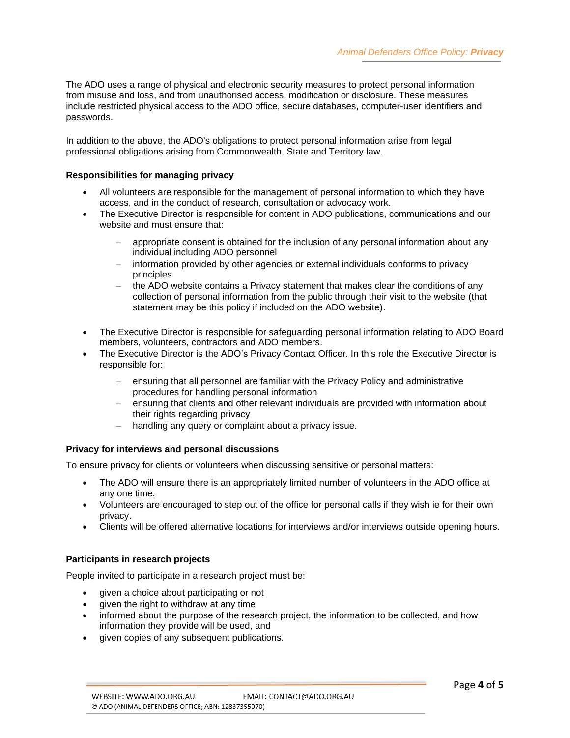The ADO uses a range of physical and electronic security measures to protect personal information from misuse and loss, and from unauthorised access, modification or disclosure. These measures include restricted physical access to the ADO office, secure databases, computer-user identifiers and passwords.

In addition to the above, the ADO's obligations to protect personal information arise from legal professional obligations arising from Commonwealth, State and Territory law.

**Responsibilities for managing privacy**

- All volunteers are responsible for the management of personal information to which they have access, and in the conduct of research, consultation or advocacy work.
- The Executive Director is responsible for content in ADO publications, communications and our website and must ensure that:
  - appropriate consent is obtained for the inclusion of any personal information about any individual including ADO personnel
  - information provided by other agencies or external individuals conforms to privacy principles
  - the ADO website contains a Privacy statement that makes clear the conditions of any collection of personal information from the public through their visit to the website (that statement may be this policy if included on the ADO website).
- The Executive Director is responsible for safeguarding personal information relating to ADO Board members, volunteers, contractors and ADO members.
- The Executive Director is the ADO's Privacy Contact Officer. In this role the Executive Director is responsible for:
  - ensuring that all personnel are familiar with the Privacy Policy and administrative procedures for handling personal information
  - ensuring that clients and other relevant individuals are provided with information about their rights regarding privacy
  - handling any query or complaint about a privacy issue.

**Privacy for interviews and personal discussions**

To ensure privacy for clients or volunteers when discussing sensitive or personal matters:

- The ADO will ensure there is an appropriately limited number of volunteers in the ADO office at any one time.
- Volunteers are encouraged to step out of the office for personal calls if they wish ie for their own privacy.
- Clients will be offered alternative locations for interviews and/or interviews outside opening hours.

**Participants in research projects**

People invited to participate in a research project must be:

- given a choice about participating or not
- given the right to withdraw at any time
- informed about the purpose of the research project, the information to be collected, and how information they provide will be used, and
- given copies of any subsequent publications.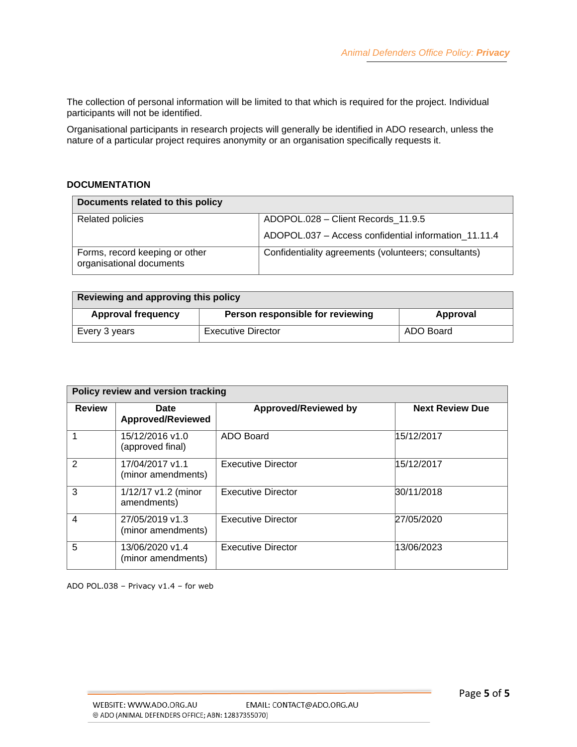The collection of personal information will be limited to that which is required for the project. Individual participants will not be identified.

Organisational participants in research projects will generally be identified in ADO research, unless the nature of a particular project requires anonymity or an organisation specifically requests it.

## DOCUMENTATION

| Documents related to this policy | |
|---|---|
| Related policies | ADOPOL.028 – Client Records_11.9.5<br>ADOPOL.037 – Access confidential information_11.11.4 |
| Forms, record keeping or other organisational documents | Confidentiality agreements (volunteers; consultants) |

| Reviewing and approving this policy | | |
|---|---|---|
| **Approval frequency** | **Person responsible for reviewing** | **Approval** |
| Every 3 years | Executive Director | ADO Board |

| Policy review and version tracking | | | |
|---|---|---|---|
| **Review** | **Date Approved/Reviewed** | **Approved/Reviewed by** | **Next Review Due** |
| 1 | 15/12/2016 v1.0 (approved final) | ADO Board | 15/12/2017 |
| 2 | 17/04/2017 v1.1 (minor amendments) | Executive Director | 15/12/2017 |
| 3 | 1/12/17 v1.2 (minor amendments) | Executive Director | 30/11/2018 |
| 4 | 27/05/2019 v1.3 (minor amendments) | Executive Director | 27/05/2020 |
| 5 | 13/06/2020 v1.4 (minor amendments) | Executive Director | 13/06/2023 |

ADO POL.038 – Privacy v1.4 – for web